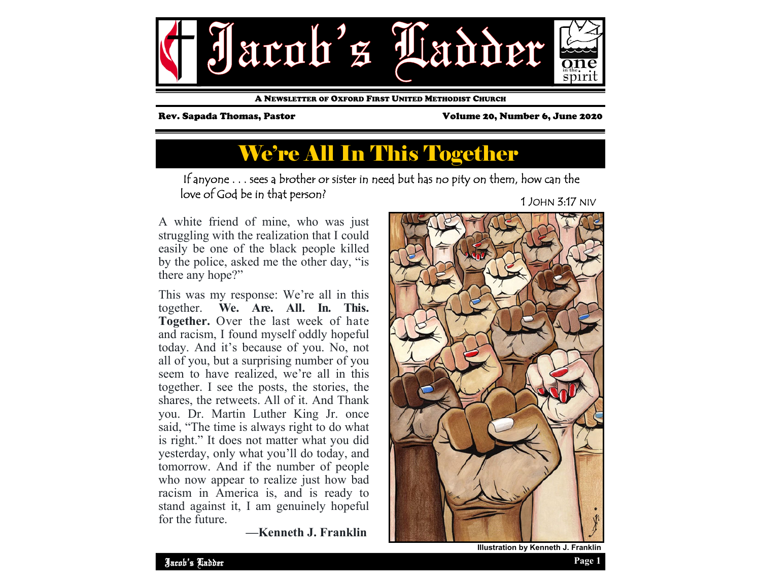# Jacob's Ladder

A NEWSLETTER OF OXFORD FIRST UNITED METHODIST CHURCH

Rev. Sapada Thomas, Pastor

Volume 20, Number 6, June 2020

## We're All In This Together

*If anyone . . . sees a brother or sister in need but has no pity on them, how can the love of God be in that person?*

1 JOHN 3:17 NIV

A white friend of mine, who was just struggling with the realization that I could easily be one of the black people killed by the police, asked me the other day, "is there any hope?"

This was my response: We're all in this together. **We. Are. All. In. This. Together.** Over the last week of hate and racism, I found myself oddly hopeful today. And it's because of you. No, not all of you, but a surprising number of you seem to have realized, we're all in this together. I see the posts, the stories, the shares, the retweets. All of it. And Thank you. Dr. Martin Luther King Jr. once said, "The time is always right to do what is right." It does not matter what you did yesterday, only what you'll do today, and tomorrow. And if the number of people who now appear to realize just how bad racism in America is, and is ready to stand against it, I am genuinely hopeful for the future.

**—Kenneth J. Franklin**

Illustration by Kenneth J. Franklin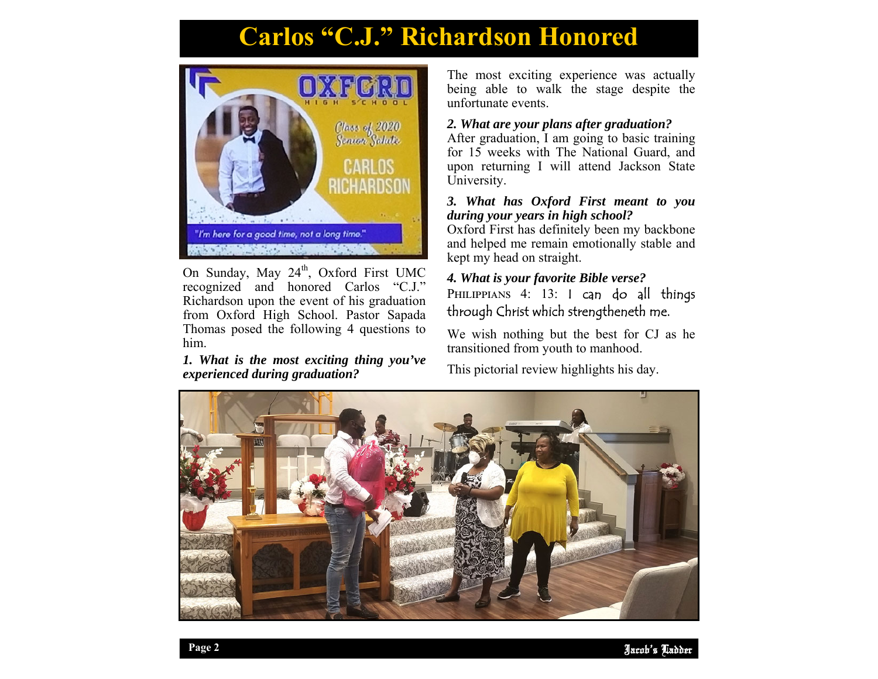# Carlos "C.J." Richardson Honored

On Sunday, May 24th, Oxford First UMC recognized and honored Carlos "C.J." Richardson upon the event of his graduation from Oxford High School. Pastor Sapada Thomas posed the following 4 questions to him.

***1. What is the most exciting thing you've experienced during graduation?***

The most exciting experience was actually being able to walk the stage despite the unfortunate events.

***2. What are your plans after graduation?***

After graduation, I am going to basic training for 15 weeks with The National Guard, and upon returning I will attend Jackson State University.

***3. What has Oxford First meant to you during your years in high school?***

Oxford First has definitely been my backbone and helped me remain emotionally stable and kept my head on straight.

***4. What is your favorite Bible verse?***

Philippians 4: 13: I can do all things through Christ which strengtheneth me.

We wish nothing but the best for CJ as he transitioned from youth to manhood.

This pictorial review highlights his day.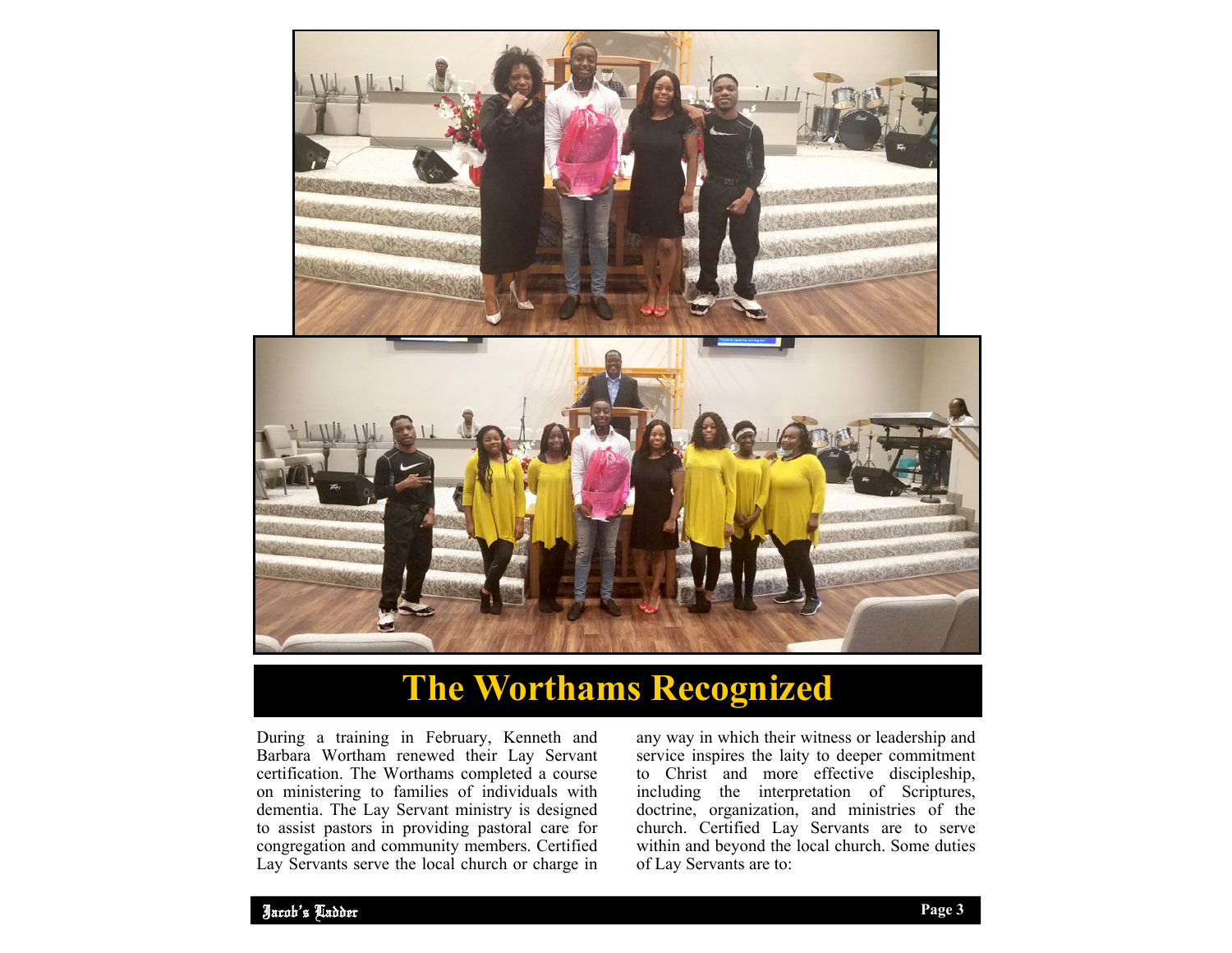# The Worthams Recognized

During a training in February, Kenneth and Barbara Wortham renewed their Lay Servant certification. The Worthams completed a course on ministering to families of individuals with dementia. The Lay Servant ministry is designed to assist pastors in providing pastoral care for congregation and community members. Certified Lay Servants serve the local church or charge in any way in which their witness or leadership and service inspires the laity to deeper commitment to Christ and more effective discipleship, including the interpretation of Scriptures, doctrine, organization, and ministries of the church. Certified Lay Servants are to serve within and beyond the local church. Some duties of Lay Servants are to: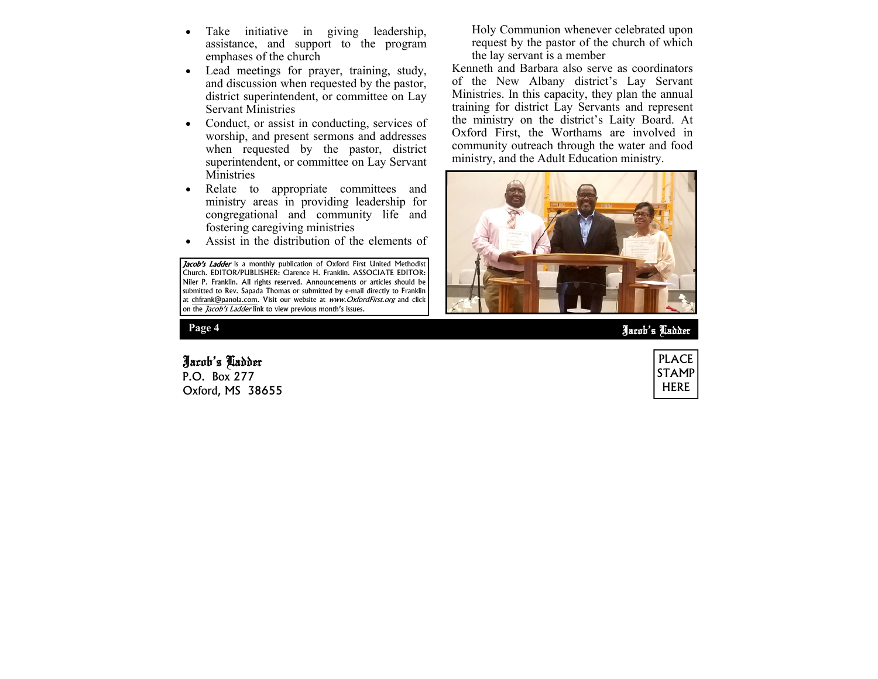- Take initiative in giving leadership, assistance, and support to the program emphases of the church
- Lead meetings for prayer, training, study, and discussion when requested by the pastor, district superintendent, or committee on Lay Servant Ministries
- Conduct, or assist in conducting, services of worship, and present sermons and addresses when requested by the pastor, district superintendent, or committee on Lay Servant Ministries
- Relate to appropriate committees and ministry areas in providing leadership for congregational and community life and fostering caregiving ministries
- Assist in the distribution of the elements of Holy Communion whenever celebrated upon request by the pastor of the church of which the lay servant is a member

Kenneth and Barbara also serve as coordinators of the New Albany district's Lay Servant Ministries. In this capacity, they plan the annual training for district Lay Servants and represent the ministry on the district's Laity Board. At Oxford First, the Worthams are involved in community outreach through the water and food ministry, and the Adult Education ministry.

*Jacob's Ladder* is a monthly publication of Oxford First United Methodist Church. EDITOR/PUBLISHER: Clarence H. Franklin. ASSOCIATE EDITOR: Niler P. Franklin. All rights reserved. Announcements or articles should be submitted to Rev. Sapada Thomas or submitted by e-mail directly to Franklin at chfrank@panola.com. Visit our website at *www.OxfordFirst.org* and click on the *Jacob's Ladder* link to view previous month's issues.

Jacob's Ladder
P.O. Box 277
Oxford, MS 38655

PLACE STAMP HERE